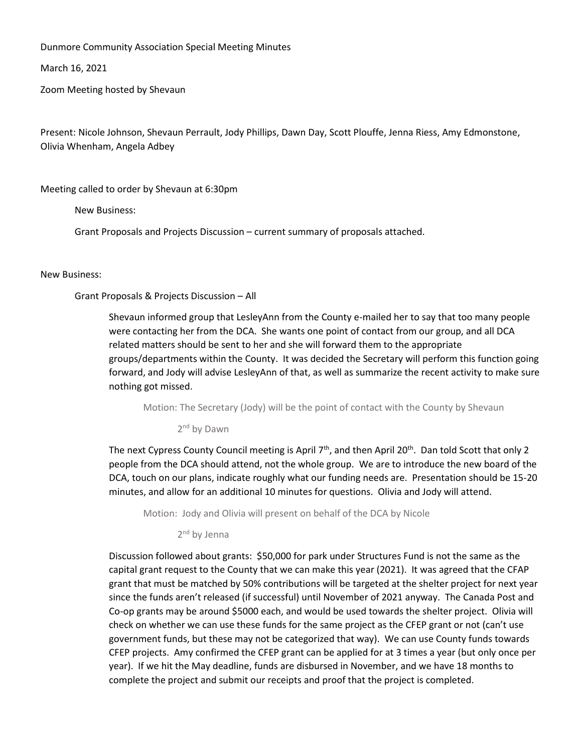Dunmore Community Association Special Meeting Minutes

March 16, 2021

Zoom Meeting hosted by Shevaun

Present: Nicole Johnson, Shevaun Perrault, Jody Phillips, Dawn Day, Scott Plouffe, Jenna Riess, Amy Edmonstone, Olivia Whenham, Angela Adbey

Meeting called to order by Shevaun at 6:30pm

New Business:

Grant Proposals and Projects Discussion – current summary of proposals attached.

New Business:

Grant Proposals & Projects Discussion – All

Shevaun informed group that LesleyAnn from the County e-mailed her to say that too many people were contacting her from the DCA. She wants one point of contact from our group, and all DCA related matters should be sent to her and she will forward them to the appropriate groups/departments within the County. It was decided the Secretary will perform this function going forward, and Jody will advise LesleyAnn of that, as well as summarize the recent activity to make sure nothing got missed.

Motion: The Secretary (Jody) will be the point of contact with the County by Shevaun

2nd by Dawn

The next Cypress County Council meeting is April 7th, and then April 20th. Dan told Scott that only 2 people from the DCA should attend, not the whole group. We are to introduce the new board of the DCA, touch on our plans, indicate roughly what our funding needs are. Presentation should be 15-20 minutes, and allow for an additional 10 minutes for questions. Olivia and Jody will attend.

Motion: Jody and Olivia will present on behalf of the DCA by Nicole

2nd by Jenna

Discussion followed about grants: $50,000 for park under Structures Fund is not the same as the capital grant request to the County that we can make this year (2021). It was agreed that the CFAP grant that must be matched by 50% contributions will be targeted at the shelter project for next year since the funds aren't released (if successful) until November of 2021 anyway. The Canada Post and Co-op grants may be around $5000 each, and would be used towards the shelter project. Olivia will check on whether we can use these funds for the same project as the CFEP grant or not (can't use government funds, but these may not be categorized that way). We can use County funds towards CFEP projects. Amy confirmed the CFEP grant can be applied for at 3 times a year (but only once per year). If we hit the May deadline, funds are disbursed in November, and we have 18 months to complete the project and submit our receipts and proof that the project is completed.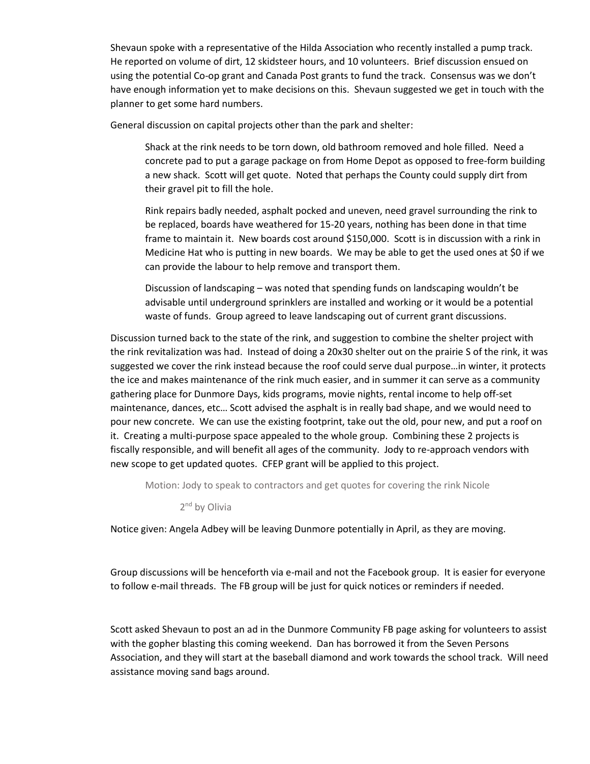Shevaun spoke with a representative of the Hilda Association who recently installed a pump track. He reported on volume of dirt, 12 skidsteer hours, and 10 volunteers. Brief discussion ensued on using the potential Co-op grant and Canada Post grants to fund the track. Consensus was we don't have enough information yet to make decisions on this. Shevaun suggested we get in touch with the planner to get some hard numbers.

General discussion on capital projects other than the park and shelter:

> Shack at the rink needs to be torn down, old bathroom removed and hole filled. Need a concrete pad to put a garage package on from Home Depot as opposed to free-form building a new shack. Scott will get quote. Noted that perhaps the County could supply dirt from their gravel pit to fill the hole.
>
> Rink repairs badly needed, asphalt pocked and uneven, need gravel surrounding the rink to be replaced, boards have weathered for 15-20 years, nothing has been done in that time frame to maintain it. New boards cost around $150,000. Scott is in discussion with a rink in Medicine Hat who is putting in new boards. We may be able to get the used ones at $0 if we can provide the labour to help remove and transport them.
>
> Discussion of landscaping – was noted that spending funds on landscaping wouldn't be advisable until underground sprinklers are installed and working or it would be a potential waste of funds. Group agreed to leave landscaping out of current grant discussions.

Discussion turned back to the state of the rink, and suggestion to combine the shelter project with the rink revitalization was had. Instead of doing a 20x30 shelter out on the prairie S of the rink, it was suggested we cover the rink instead because the roof could serve dual purpose…in winter, it protects the ice and makes maintenance of the rink much easier, and in summer it can serve as a community gathering place for Dunmore Days, kids programs, movie nights, rental income to help off-set maintenance, dances, etc… Scott advised the asphalt is in really bad shape, and we would need to pour new concrete. We can use the existing footprint, take out the old, pour new, and put a roof on it. Creating a multi-purpose space appealed to the whole group. Combining these 2 projects is fiscally responsible, and will benefit all ages of the community. Jody to re-approach vendors with new scope to get updated quotes. CFEP grant will be applied to this project.

> Motion: Jody to speak to contractors and get quotes for covering the rink Nicole
>
> 2nd by Olivia

Notice given: Angela Adbey will be leaving Dunmore potentially in April, as they are moving.

Group discussions will be henceforth via e-mail and not the Facebook group. It is easier for everyone to follow e-mail threads. The FB group will be just for quick notices or reminders if needed.

Scott asked Shevaun to post an ad in the Dunmore Community FB page asking for volunteers to assist with the gopher blasting this coming weekend. Dan has borrowed it from the Seven Persons Association, and they will start at the baseball diamond and work towards the school track. Will need assistance moving sand bags around.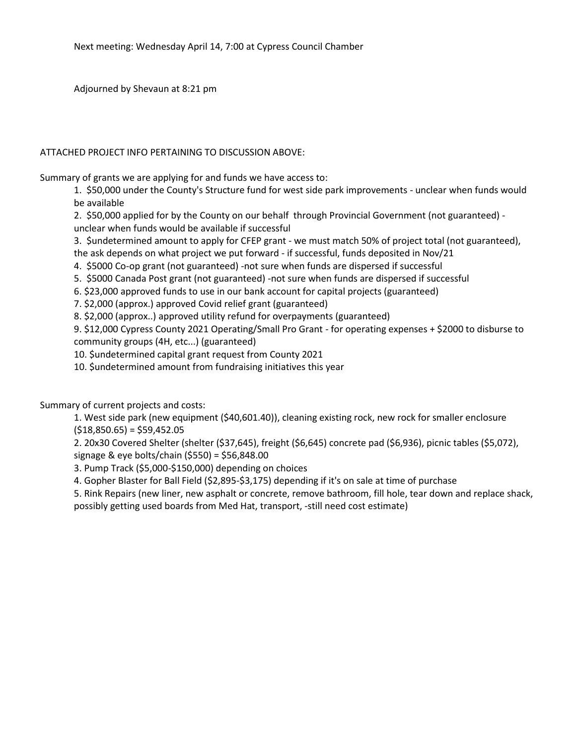Next meeting: Wednesday April 14, 7:00 at Cypress Council Chamber

Adjourned by Shevaun at 8:21 pm

ATTACHED PROJECT INFO PERTAINING TO DISCUSSION ABOVE:

Summary of grants we are applying for and funds we have access to:

1. $50,000 under the County's Structure fund for west side park improvements - unclear when funds would be available
2. $50,000 applied for by the County on our behalf through Provincial Government (not guaranteed) - unclear when funds would be available if successful
3. $undetermined amount to apply for CFEP grant - we must match 50% of project total (not guaranteed), the ask depends on what project we put forward - if successful, funds deposited in Nov/21
4. $5000 Co-op grant (not guaranteed) -not sure when funds are dispersed if successful
5. $5000 Canada Post grant (not guaranteed) -not sure when funds are dispersed if successful
6. $23,000 approved funds to use in our bank account for capital projects (guaranteed)
7. $2,000 (approx.) approved Covid relief grant (guaranteed)
8. $2,000 (approx..) approved utility refund for overpayments (guaranteed)
9. $12,000 Cypress County 2021 Operating/Small Pro Grant - for operating expenses + $2000 to disburse to community groups (4H, etc...) (guaranteed)
10. $undetermined capital grant request from County 2021
10. $undetermined amount from fundraising initiatives this year

Summary of current projects and costs:

1. West side park (new equipment ($40,601.40)), cleaning existing rock, new rock for smaller enclosure ($18,850.65) = $59,452.05
2. 20x30 Covered Shelter (shelter ($37,645), freight ($6,645) concrete pad ($6,936), picnic tables ($5,072), signage & eye bolts/chain ($550) = $56,848.00
3. Pump Track ($5,000-$150,000) depending on choices
4. Gopher Blaster for Ball Field ($2,895-$3,175) depending if it's on sale at time of purchase
5. Rink Repairs (new liner, new asphalt or concrete, remove bathroom, fill hole, tear down and replace shack, possibly getting used boards from Med Hat, transport, -still need cost estimate)